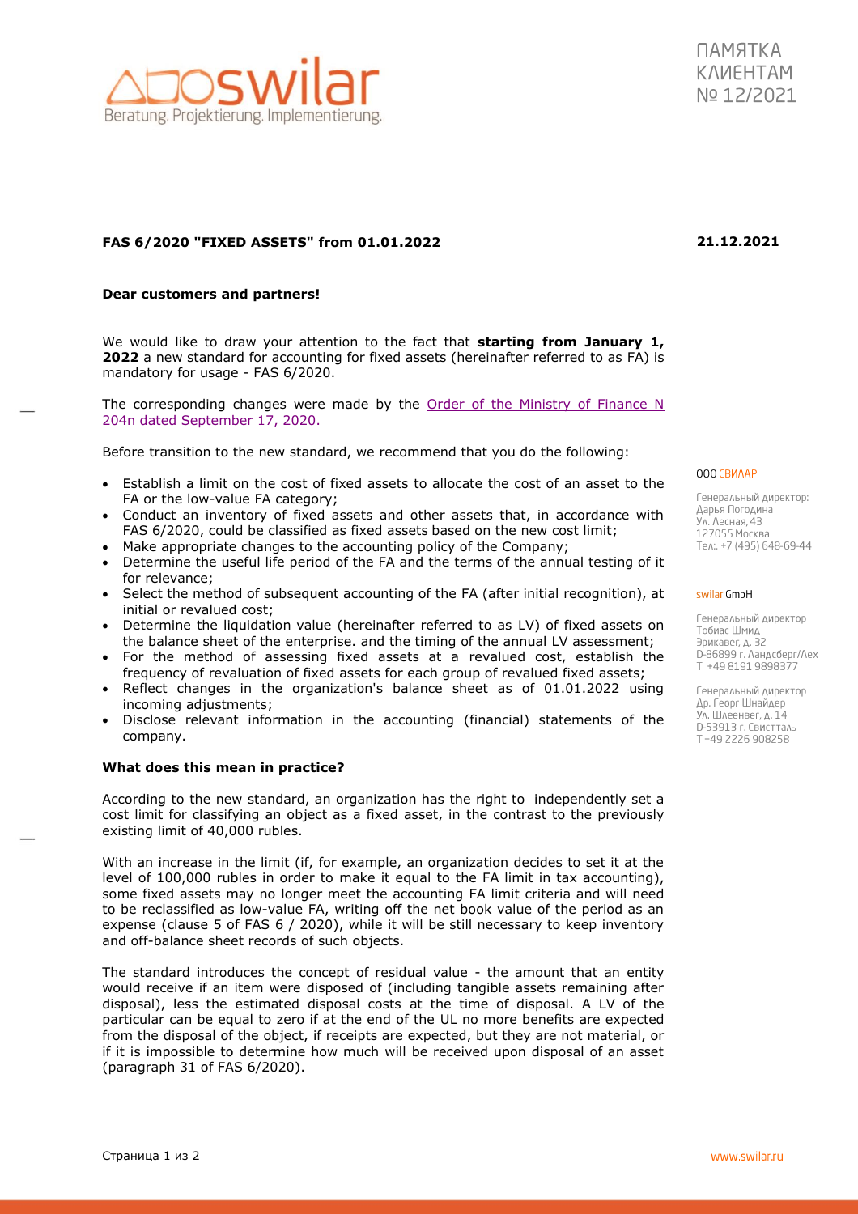ПАМЯТКА КЛИЕНТАМ № 12/2021

**FAS 6/2020 "FIXED ASSETS" from 01.01.2022** **21.12.2021**

**Dear customers and partners!**

We would like to draw your attention to the fact that **starting from January 1, 2022** a new standard for accounting for fixed assets (hereinafter referred to as FA) is mandatory for usage - FAS 6/2020.

The corresponding changes were made by the Order of the Ministry of Finance N 204n dated September 17, 2020.

Before transition to the new standard, we recommend that you do the following:

- Establish a limit on the cost of fixed assets to allocate the cost of an asset to the FA or the low-value FA category;
- Conduct an inventory of fixed assets and other assets that, in accordance with FAS 6/2020, could be classified as fixed assets based on the new cost limit;
- Make appropriate changes to the accounting policy of the Company;
- Determine the useful life period of the FA and the terms of the annual testing of it for relevance;
- Select the method of subsequent accounting of the FA (after initial recognition), at initial or revalued cost;
- Determine the liquidation value (hereinafter referred to as LV) of fixed assets on the balance sheet of the enterprise. and the timing of the annual LV assessment;
- For the method of assessing fixed assets at a revalued cost, establish the frequency of revaluation of fixed assets for each group of revalued fixed assets;
- Reflect changes in the organization's balance sheet as of 01.01.2022 using incoming adjustments;
- Disclose relevant information in the accounting (financial) statements of the company.

**What does this mean in practice?**

According to the new standard, an organization has the right to independently set a cost limit for classifying an object as a fixed asset, in the contrast to the previously existing limit of 40,000 rubles.

With an increase in the limit (if, for example, an organization decides to set it at the level of 100,000 rubles in order to make it equal to the FA limit in tax accounting), some fixed assets may no longer meet the accounting FA limit criteria and will need to be reclassified as low-value FA, writing off the net book value of the period as an expense (clause 5 of FAS 6 / 2020), while it will be still necessary to keep inventory and off-balance sheet records of such objects.

The standard introduces the concept of residual value - the amount that an entity would receive if an item were disposed of (including tangible assets remaining after disposal), less the estimated disposal costs at the time of disposal. A LV of the particular can be equal to zero if at the end of the UL no more benefits are expected from the disposal of the object, if receipts are expected, but they are not material, or if it is impossible to determine how much will be received upon disposal of an asset (paragraph 31 of FAS 6/2020).

ООО СВИЛАР

Генеральный директор:
Дарья Погодина
Ул. Лесная, 43
127055 Москва
Тел.: +7 (495) 648-69-44

swilar GmbH

Генеральный директор
Тобиас Шмид
Эрикавег, д. 32
D-86899 г. Ландсберг/Лех
Т. +49 8191 9898377

Генеральный директор
Др. Георг Шнайдер
Ул. Шлеенвег, д. 14
D-53913 г. Свистталь
Т.+49 2226 908258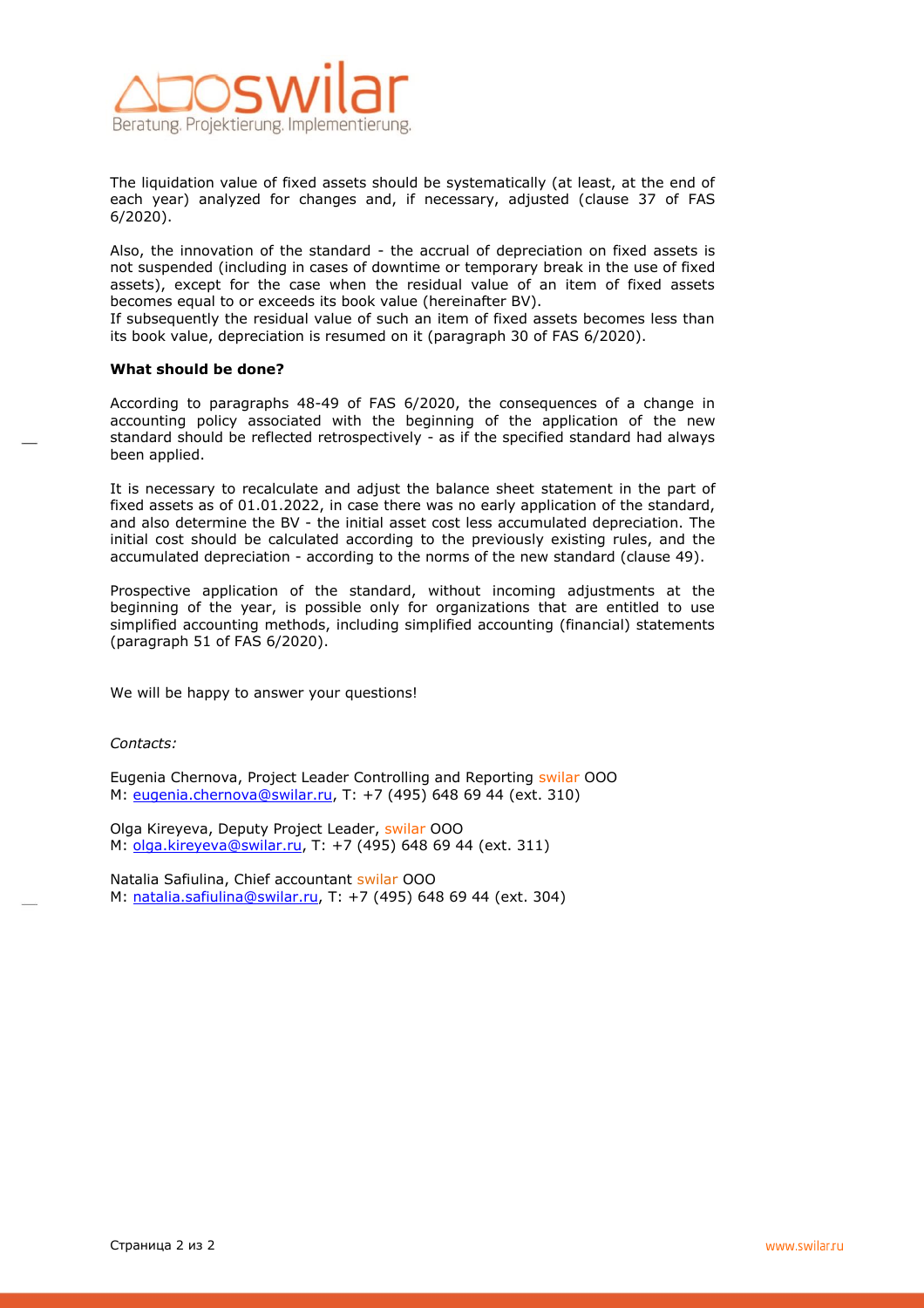The liquidation value of fixed assets should be systematically (at least, at the end of each year) analyzed for changes and, if necessary, adjusted (clause 37 of FAS 6/2020).

Also, the innovation of the standard - the accrual of depreciation on fixed assets is not suspended (including in cases of downtime or temporary break in the use of fixed assets), except for the case when the residual value of an item of fixed assets becomes equal to or exceeds its book value (hereinafter BV).
If subsequently the residual value of such an item of fixed assets becomes less than its book value, depreciation is resumed on it (paragraph 30 of FAS 6/2020).

**What should be done?**

According to paragraphs 48-49 of FAS 6/2020, the consequences of a change in accounting policy associated with the beginning of the application of the new standard should be reflected retrospectively - as if the specified standard had always been applied.

It is necessary to recalculate and adjust the balance sheet statement in the part of fixed assets as of 01.01.2022, in case there was no early application of the standard, and also determine the BV - the initial asset cost less accumulated depreciation. The initial cost should be calculated according to the previously existing rules, and the accumulated depreciation - according to the norms of the new standard (clause 49).

Prospective application of the standard, without incoming adjustments at the beginning of the year, is possible only for organizations that are entitled to use simplified accounting methods, including simplified accounting (financial) statements (paragraph 51 of FAS 6/2020).

We will be happy to answer your questions!

*Contacts:*

Eugenia Chernova, Project Leader Controlling and Reporting swilar OOO
M: eugenia.chernova@swilar.ru, T: +7 (495) 648 69 44 (ext. 310)

Olga Kireyeva, Deputy Project Leader, swilar OOO
M: olga.kireyeva@swilar.ru, T: +7 (495) 648 69 44 (ext. 311)

Natalia Safiulina, Chief accountant swilar OOO
M: natalia.safiulina@swilar.ru, T: +7 (495) 648 69 44 (ext. 304)